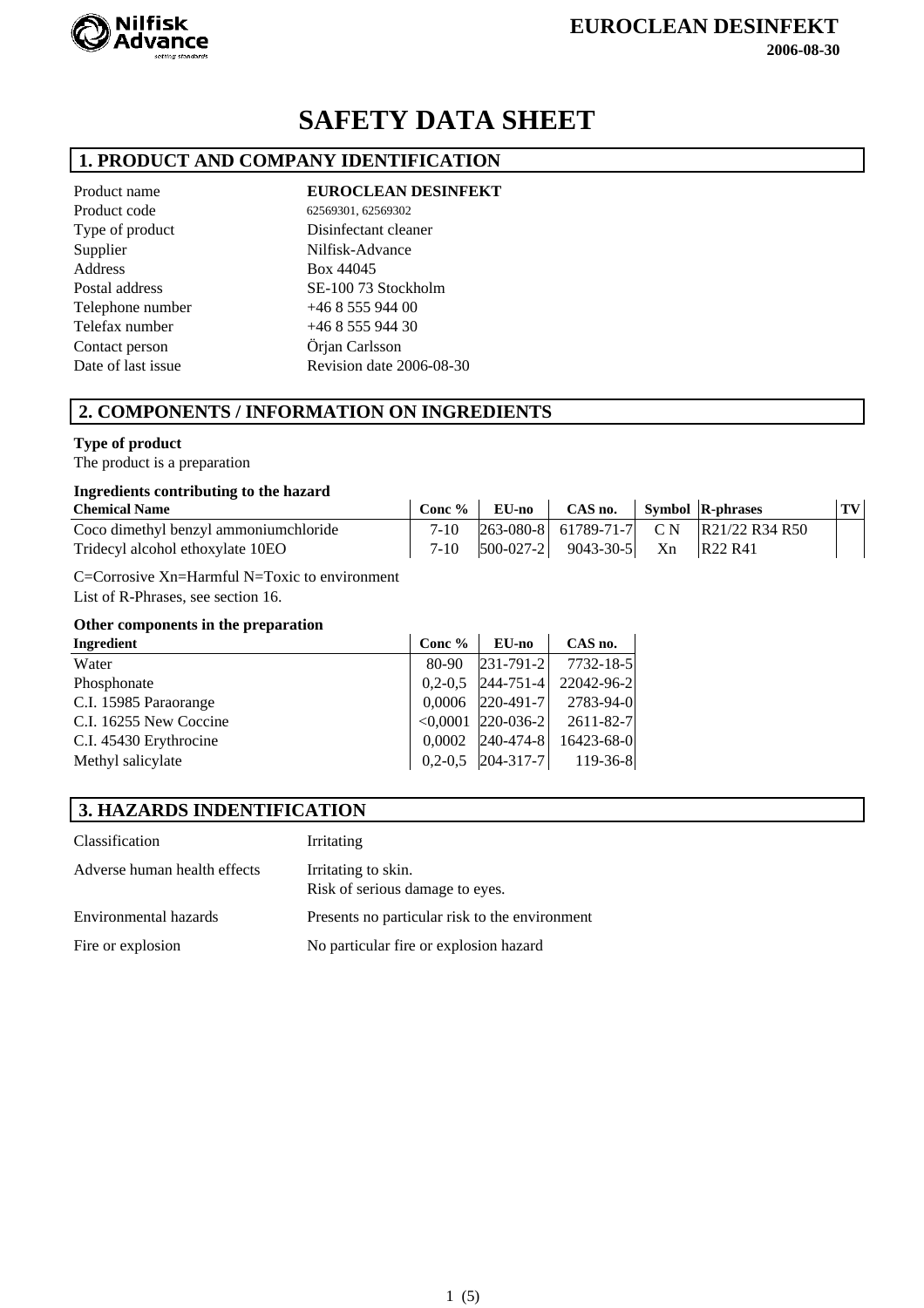# SAFETY DATA SHEET

## 1. PRODUCT AND COMPANY IDENTIFICATION

| | |
|---|---|
| Product name | **EUROCLEAN DESINFEKT** |
| Product code | 62569301, 62569302 |
| Type of product | Disinfectant cleaner |
| Supplier | Nilfisk-Advance |
| Address | Box 44045 |
| Postal address | SE-100 73 Stockholm |
| Telephone number | +46 8 555 944 00 |
| Telefax number | +46 8 555 944 30 |
| Contact person | Örjan Carlsson |
| Date of last issue | Revision date 2006-08-30 |

## 2. COMPONENTS / INFORMATION ON INGREDIENTS

**Type of product**

The product is a preparation

**Ingredients contributing to the hazard**

| Chemical Name | Conc % | EU-no | CAS no. | Symbol | R-phrases | TV |
|---|---|---|---|---|---|---|
| Coco dimethyl benzyl ammoniumchloride | 7-10 | 263-080-8 | 61789-71-7 | C N | R21/22 R34 R50 | |
| Tridecyl alcohol ethoxylate 10EO | 7-10 | 500-027-2 | 9043-30-5 | Xn | R22 R41 | |

C=Corrosive Xn=Harmful N=Toxic to environment

List of R-Phrases, see section 16.

**Other components in the preparation**

| Ingredient | Conc % | EU-no | CAS no. |
|---|---|---|---|
| Water | 80-90 | 231-791-2 | 7732-18-5 |
| Phosphonate | 0,2-0,5 | 244-751-4 | 22042-96-2 |
| C.I. 15985 Paraorange | 0,0006 | 220-491-7 | 2783-94-0 |
| C.I. 16255 New Coccine | <0,0001 | 220-036-2 | 2611-82-7 |
| C.I. 45430 Erythrocine | 0,0002 | 240-474-8 | 16423-68-0 |
| Methyl salicylate | 0,2-0,5 | 204-317-7 | 119-36-8 |

## 3. HAZARDS INDENTIFICATION

| | |
|---|---|
| Classification | Irritating |
| Adverse human health effects | Irritating to skin.<br>Risk of serious damage to eyes. |
| Environmental hazards | Presents no particular risk to the environment |
| Fire or explosion | No particular fire or explosion hazard |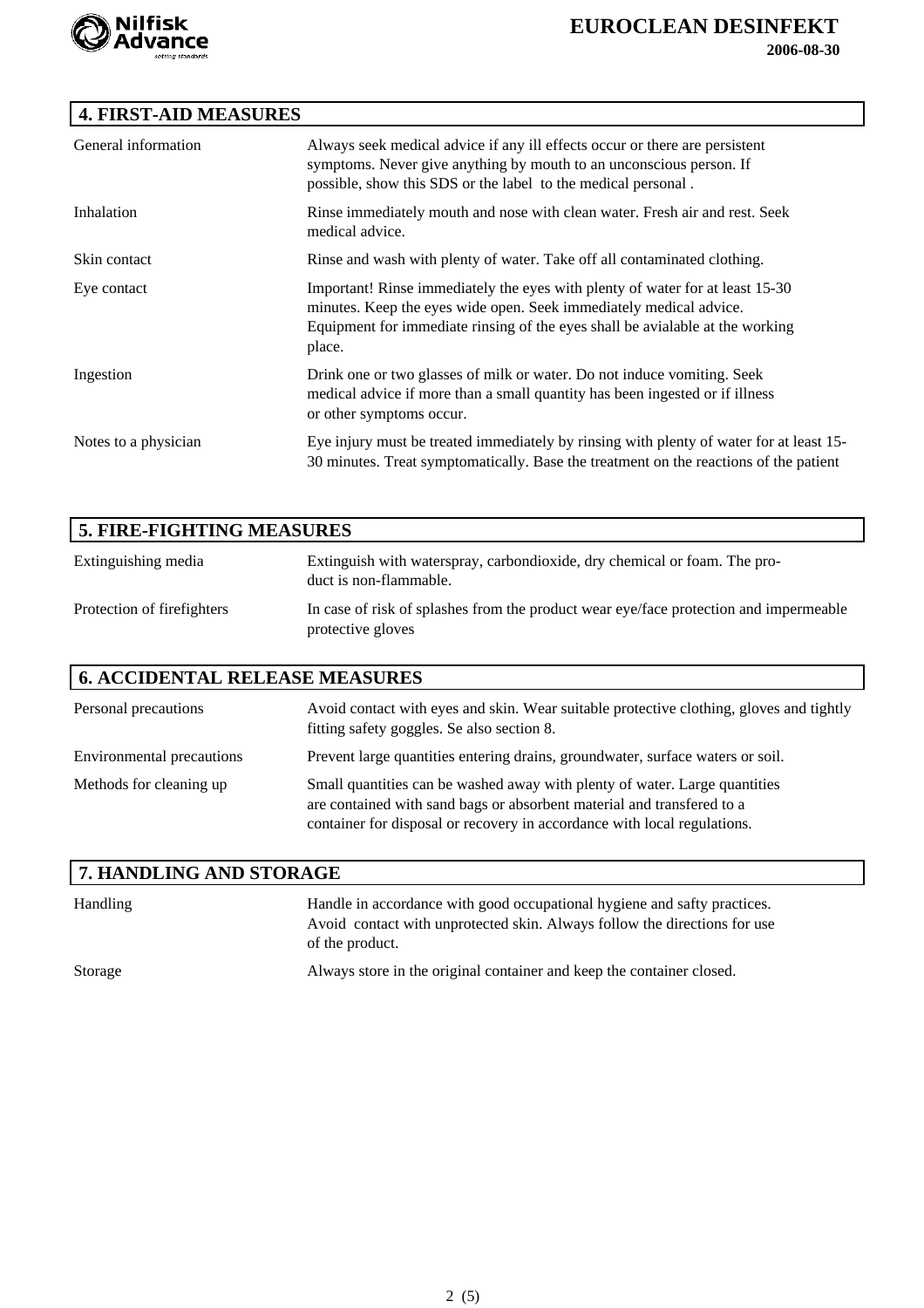## 4. FIRST-AID MEASURES

| | |
|---|---|
| General information | Always seek medical advice if any ill effects occur or there are persistent symptoms. Never give anything by mouth to an unconscious person. If possible, show this SDS or the label to the medical personal . |
| Inhalation | Rinse immediately mouth and nose with clean water. Fresh air and rest. Seek medical advice. |
| Skin contact | Rinse and wash with plenty of water. Take off all contaminated clothing. |
| Eye contact | Important! Rinse immediately the eyes with plenty of water for at least 15-30 minutes. Keep the eyes wide open. Seek immediately medical advice. Equipment for immediate rinsing of the eyes shall be avialable at the working place. |
| Ingestion | Drink one or two glasses of milk or water. Do not induce vomiting. Seek medical advice if more than a small quantity has been ingested or if illness or other symptoms occur. |
| Notes to a physician | Eye injury must be treated immediately by rinsing with plenty of water for at least 15-30 minutes. Treat symptomatically. Base the treatment on the reactions of the patient |

## 5. FIRE-FIGHTING MEASURES

| | |
|---|---|
| Extinguishing media | Extinguish with waterspray, carbondioxide, dry chemical or foam. The product is non-flammable. |
| Protection of firefighters | In case of risk of splashes from the product wear eye/face protection and impermeable protective gloves |

## 6. ACCIDENTAL RELEASE MEASURES

| | |
|---|---|
| Personal precautions | Avoid contact with eyes and skin. Wear suitable protective clothing, gloves and tightly fitting safety goggles. Se also section 8. |
| Environmental precautions | Prevent large quantities entering drains, groundwater, surface waters or soil. |
| Methods for cleaning up | Small quantities can be washed away with plenty of water. Large quantities are contained with sand bags or absorbent material and transfered to a container for disposal or recovery in accordance with local regulations. |

## 7. HANDLING AND STORAGE

| | |
|---|---|
| Handling | Handle in accordance with good occupational hygiene and safty practices. Avoid contact with unprotected skin. Always follow the directions for use of the product. |
| Storage | Always store in the original container and keep the container closed. |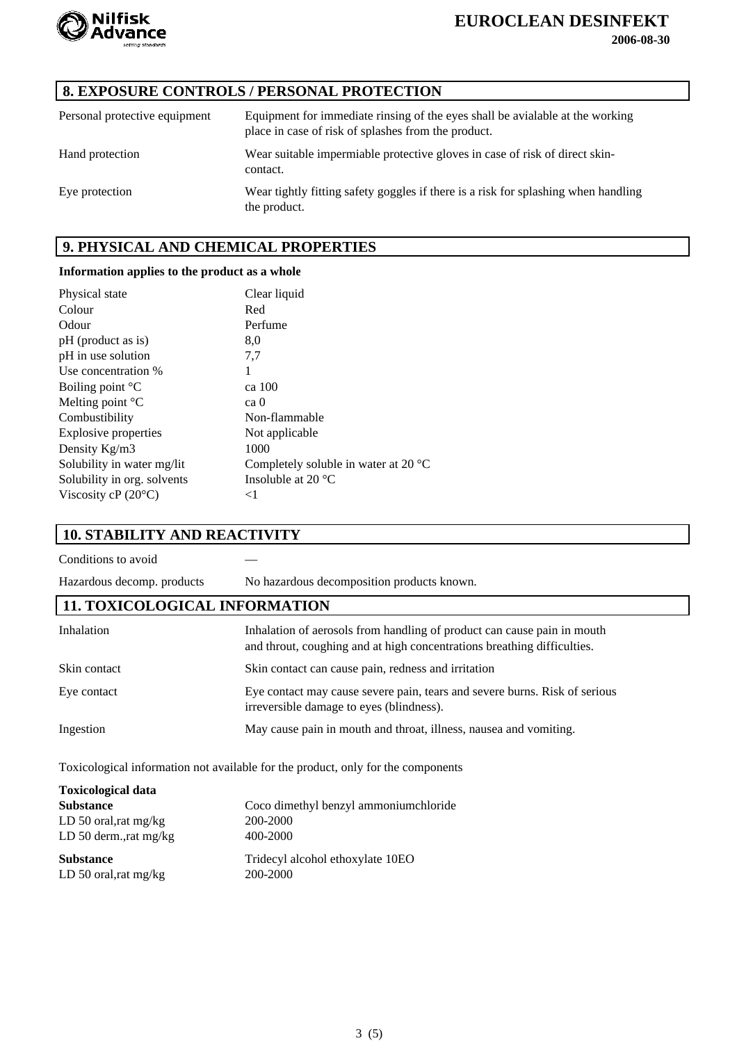## 8. EXPOSURE CONTROLS / PERSONAL PROTECTION

| | |
|---|---|
| Personal protective equipment | Equipment for immediate rinsing of the eyes shall be avialable at the working place in case of risk of splashes from the product. |
| Hand protection | Wear suitable impermiable protective gloves in case of risk of direct skin-contact. |
| Eye protection | Wear tightly fitting safety goggles if there is a risk for splashing when handling the product. |

## 9. PHYSICAL AND CHEMICAL PROPERTIES

**Information applies to the product as a whole**

| | |
|---|---|
| Physical state | Clear liquid |
| Colour | Red |
| Odour | Perfume |
| pH (product as is) | 8,0 |
| pH in use solution | 7,7 |
| Use concentration % | 1 |
| Boiling point °C | ca 100 |
| Melting point °C | ca 0 |
| Combustibility | Non-flammable |
| Explosive properties | Not applicable |
| Density Kg/m3 | 1000 |
| Solubility in water mg/lit | Completely soluble in water at 20 °C |
| Solubility in org. solvents | Insoluble at 20 °C |
| Viscosity cP (20°C) | <1 |

## 10. STABILITY AND REACTIVITY

| | |
|---|---|
| Conditions to avoid | — |
| Hazardous decomp. products | No hazardous decomposition products known. |

## 11. TOXICOLOGICAL INFORMATION

| | |
|---|---|
| Inhalation | Inhalation of aerosols from handling of product can cause pain in mouth and throut, coughing and at high concentrations breathing difficulties. |
| Skin contact | Skin contact can cause pain, redness and irritation |
| Eye contact | Eye contact may cause severe pain, tears and severe burns. Risk of serious irreversible damage to eyes (blindness). |
| Ingestion | May cause pain in mouth and throat, illness, nausea and vomiting. |

Toxicological information not available for the product, only for the components

**Toxicological data**

| | |
|---|---|
| **Substance** | Coco dimethyl benzyl ammoniumchloride |
| LD 50 oral,rat mg/kg | 200-2000 |
| LD 50 derm.,rat mg/kg | 400-2000 |
| **Substance** | Tridecyl alcohol ethoxylate 10EO |
| LD 50 oral,rat mg/kg | 200-2000 |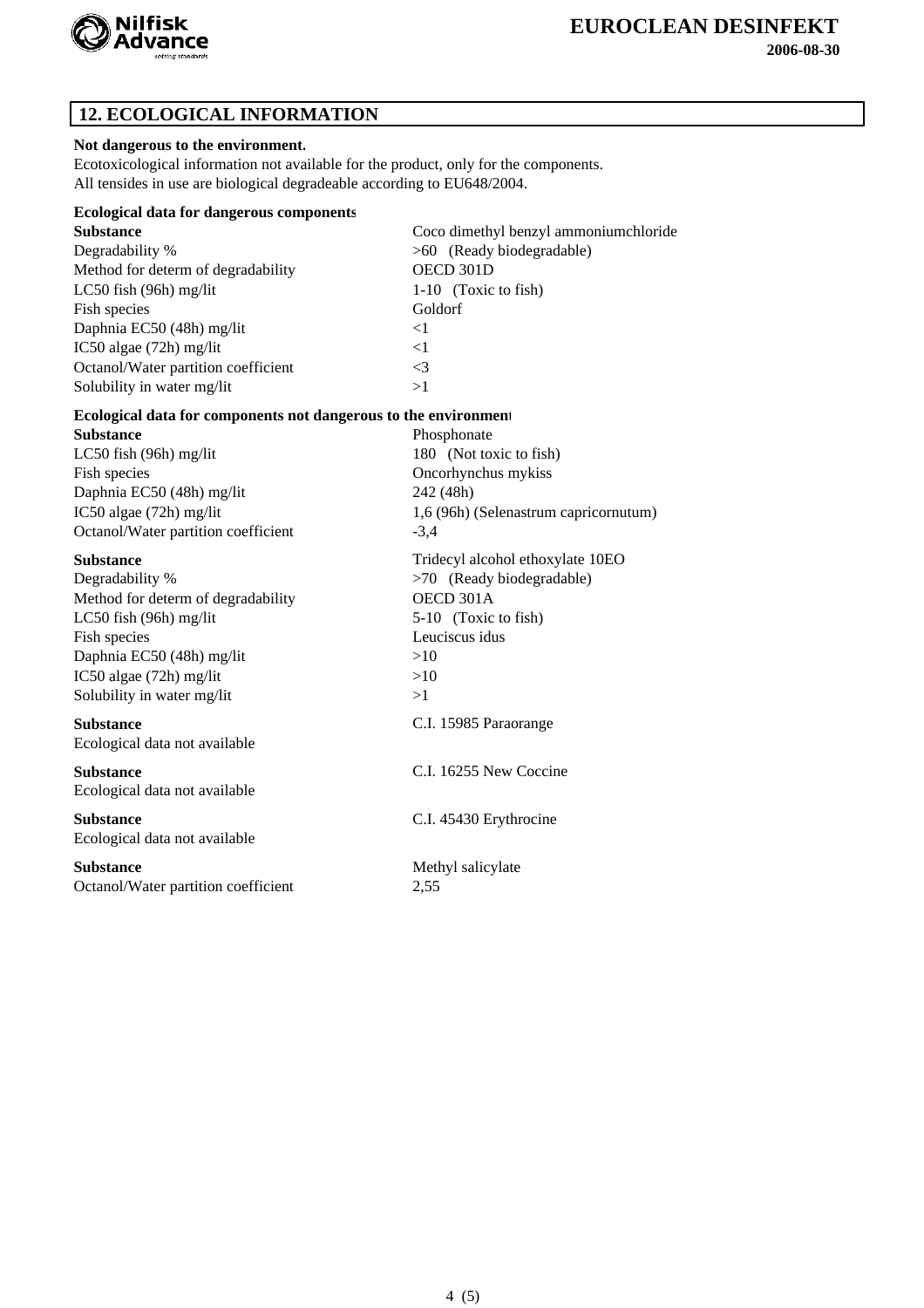## 12. ECOLOGICAL INFORMATION

**Not dangerous to the environment.**

Ecotoxicological information not available for the product, only for the components.
All tensides in use are biological degradeable according to EU648/2004.

**Ecological data for dangerous components**

| **Substance** | Coco dimethyl benzyl ammoniumchloride |
|---|---|
| Degradability % | >60 (Ready biodegradable) |
| Method for determ of degradability | OECD 301D |
| LC50 fish (96h) mg/lit | 1-10 (Toxic to fish) |
| Fish species | Goldorf |
| Daphnia EC50 (48h) mg/lit | <1 |
| IC50 algae (72h) mg/lit | <1 |
| Octanol/Water partition coefficient | <3 |
| Solubility in water mg/lit | >1 |

**Ecological data for components not dangerous to the environment**

| **Substance** | Phosphonate |
|---|---|
| LC50 fish (96h) mg/lit | 180 (Not toxic to fish) |
| Fish species | Oncorhynchus mykiss |
| Daphnia EC50 (48h) mg/lit | 242 (48h) |
| IC50 algae (72h) mg/lit | 1,6 (96h) (Selenastrum capricornutum) |
| Octanol/Water partition coefficient | -3,4 |

| **Substance** | Tridecyl alcohol ethoxylate 10EO |
|---|---|
| Degradability % | >70 (Ready biodegradable) |
| Method for determ of degradability | OECD 301A |
| LC50 fish (96h) mg/lit | 5-10 (Toxic to fish) |
| Fish species | Leuciscus idus |
| Daphnia EC50 (48h) mg/lit | >10 |
| IC50 algae (72h) mg/lit | >10 |
| Solubility in water mg/lit | >1 |

| **Substance** | C.I. 15985 Paraorange |
|---|---|
| Ecological data not available | |

| **Substance** | C.I. 16255 New Coccine |
|---|---|
| Ecological data not available | |

| **Substance** | C.I. 45430 Erythrocine |
|---|---|
| Ecological data not available | |

| **Substance** | Methyl salicylate |
|---|---|
| Octanol/Water partition coefficient | 2,55 |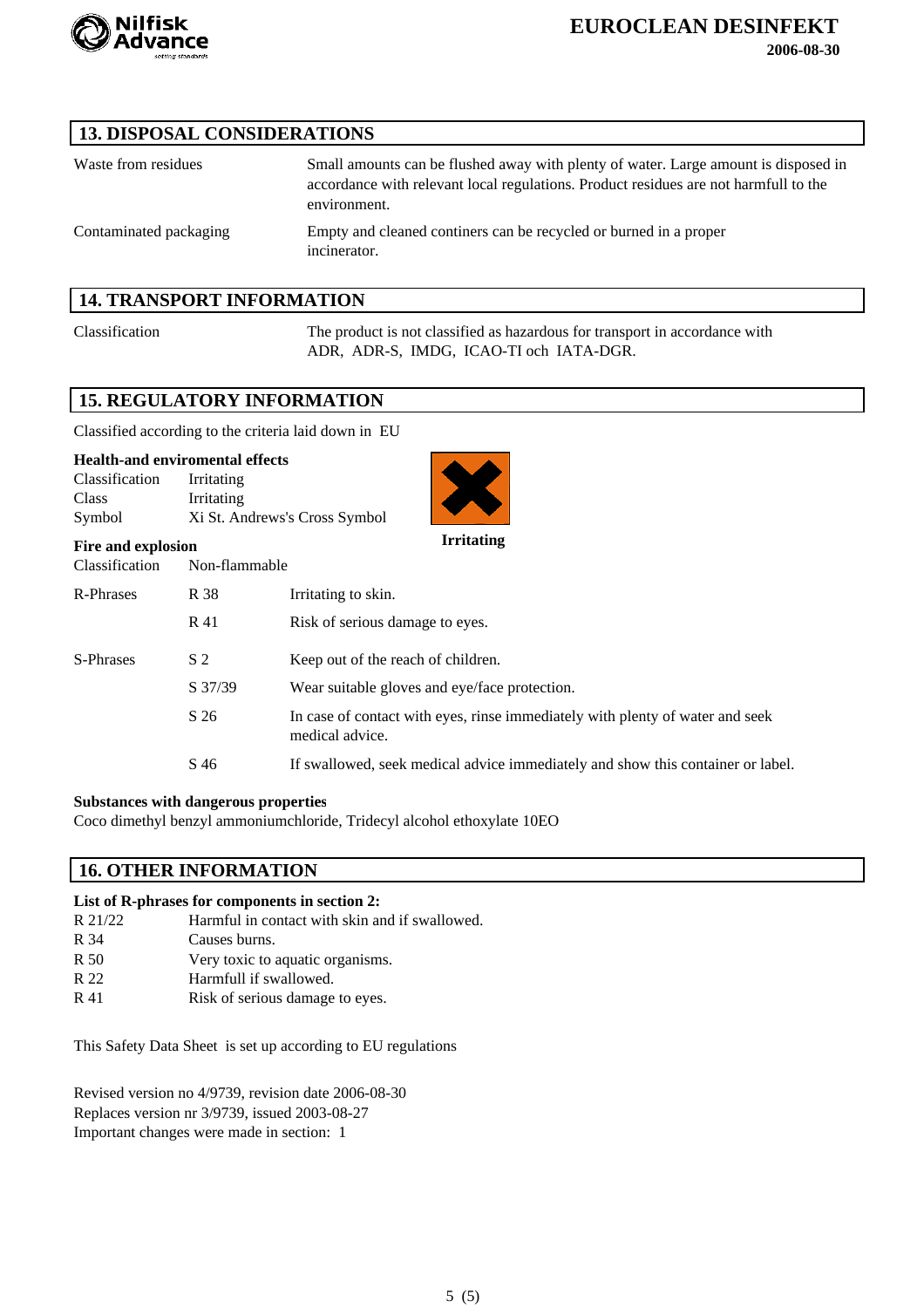## 13. DISPOSAL CONSIDERATIONS

| | |
|---|---|
| Waste from residues | Small amounts can be flushed away with plenty of water. Large amount is disposed in accordance with relevant local regulations. Product residues are not harmfull to the environment. |
| Contaminated packaging | Empty and cleaned continers can be recycled or burned in a proper incinerator. |

## 14. TRANSPORT INFORMATION

| | |
|---|---|
| Classification | The product is not classified as hazardous for transport in accordance with ADR, ADR-S, IMDG, ICAO-TI och IATA-DGR. |

## 15. REGULATORY INFORMATION

Classified according to the criteria laid down in EU

**Health-and enviromental effects**

| | |
|---|---|
| Classification | Irritating |
| Class | Irritating |
| Symbol | Xi St. Andrews's Cross Symbol |

**Irritating**

**Fire and explosion**

| | |
|---|---|
| Classification | Non-flammable |

| | | |
|---|---|---|
| R-Phrases | R 38 | Irritating to skin. |
| | R 41 | Risk of serious damage to eyes. |
| S-Phrases | S 2 | Keep out of the reach of children. |
| | S 37/39 | Wear suitable gloves and eye/face protection. |
| | S 26 | In case of contact with eyes, rinse immediately with plenty of water and seek medical advice. |
| | S 46 | If swallowed, seek medical advice immediately and show this container or label. |

**Substances with dangerous properties**

Coco dimethyl benzyl ammoniumchloride, Tridecyl alcohol ethoxylate 10EO

## 16. OTHER INFORMATION

**List of R-phrases for components in section 2:**

| | |
|---|---|
| R 21/22 | Harmful in contact with skin and if swallowed. |
| R 34 | Causes burns. |
| R 50 | Very toxic to aquatic organisms. |
| R 22 | Harmfull if swallowed. |
| R 41 | Risk of serious damage to eyes. |

This Safety Data Sheet is set up according to EU regulations

Revised version no 4/9739, revision date 2006-08-30
Replaces version nr 3/9739, issued 2003-08-27
Important changes were made in section: 1